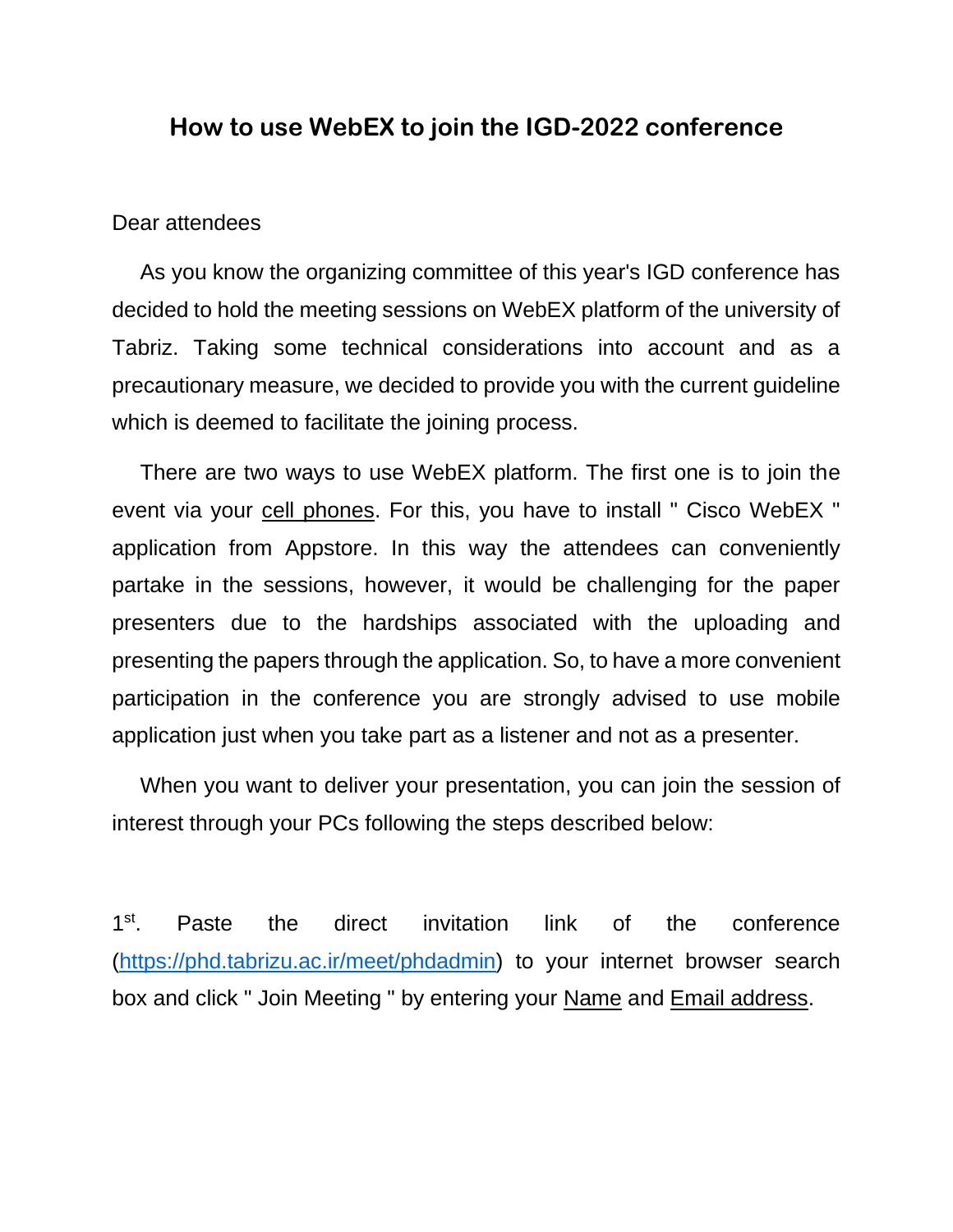# How to use WebEX to join the IGD-2022 conference

Dear attendees

As you know the organizing committee of this year's IGD conference has decided to hold the meeting sessions on WebEX platform of the university of Tabriz. Taking some technical considerations into account and as a precautionary measure, we decided to provide you with the current guideline which is deemed to facilitate the joining process.

There are two ways to use WebEX platform. The first one is to join the event via your cell phones. For this, you have to install " Cisco WebEX " application from Appstore. In this way the attendees can conveniently partake in the sessions, however, it would be challenging for the paper presenters due to the hardships associated with the uploading and presenting the papers through the application. So, to have a more convenient participation in the conference you are strongly advised to use mobile application just when you take part as a listener and not as a presenter.

When you want to deliver your presentation, you can join the session of interest through your PCs following the steps described below:

1st. Paste the direct invitation link of the conference ([https://phd.tabrizu.ac.ir/meet/phdadmin](https://phd.tabrizu.ac.ir/meet/phdadmin)) to your internet browser search box and click " Join Meeting " by entering your Name and Email address.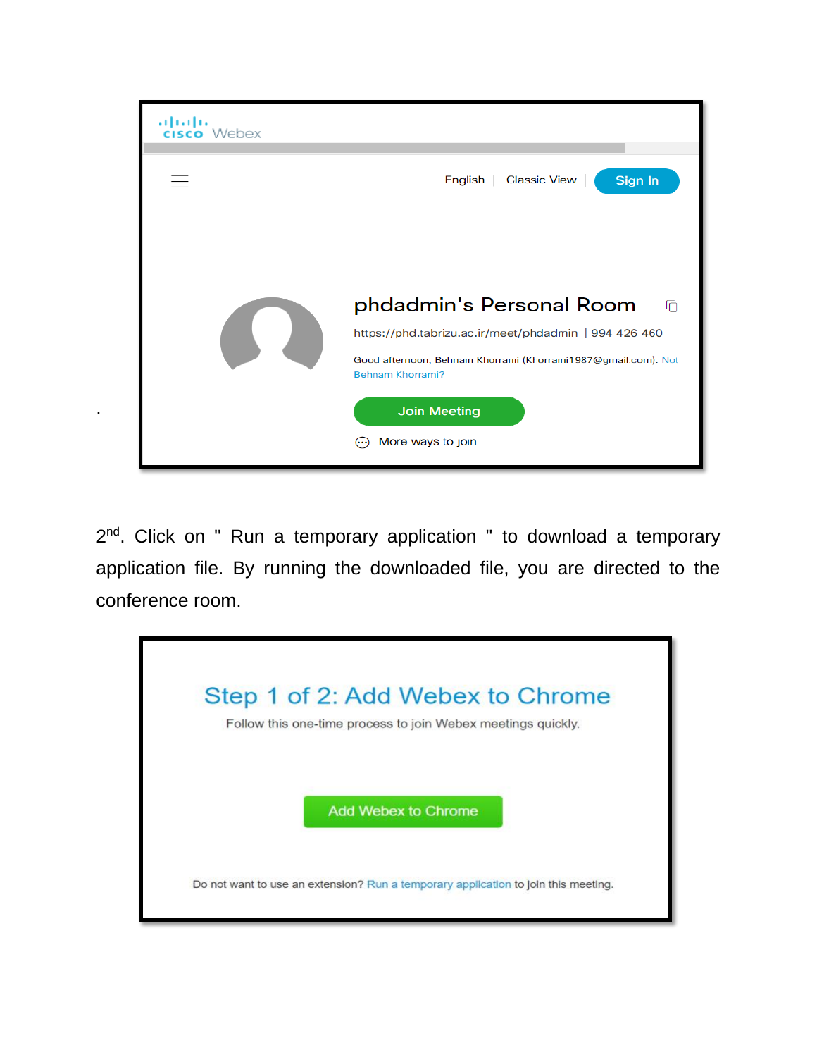Cisco Webex

English | Classic View | Sign In

phdadmin's Personal Room

https://phd.tabrizu.ac.ir/meet/phdadmin | 994 426 460

Good afternoon, Behnam Khorrami (Khorrami1987@gmail.com). Not Behnam Khorrami?

Join Meeting

More ways to join

.

2nd. Click on " Run a temporary application " to download a temporary application file. By running the downloaded file, you are directed to the conference room.

Step 1 of 2: Add Webex to Chrome

Follow this one-time process to join Webex meetings quickly.

Add Webex to Chrome

Do not want to use an extension? Run a temporary application to join this meeting.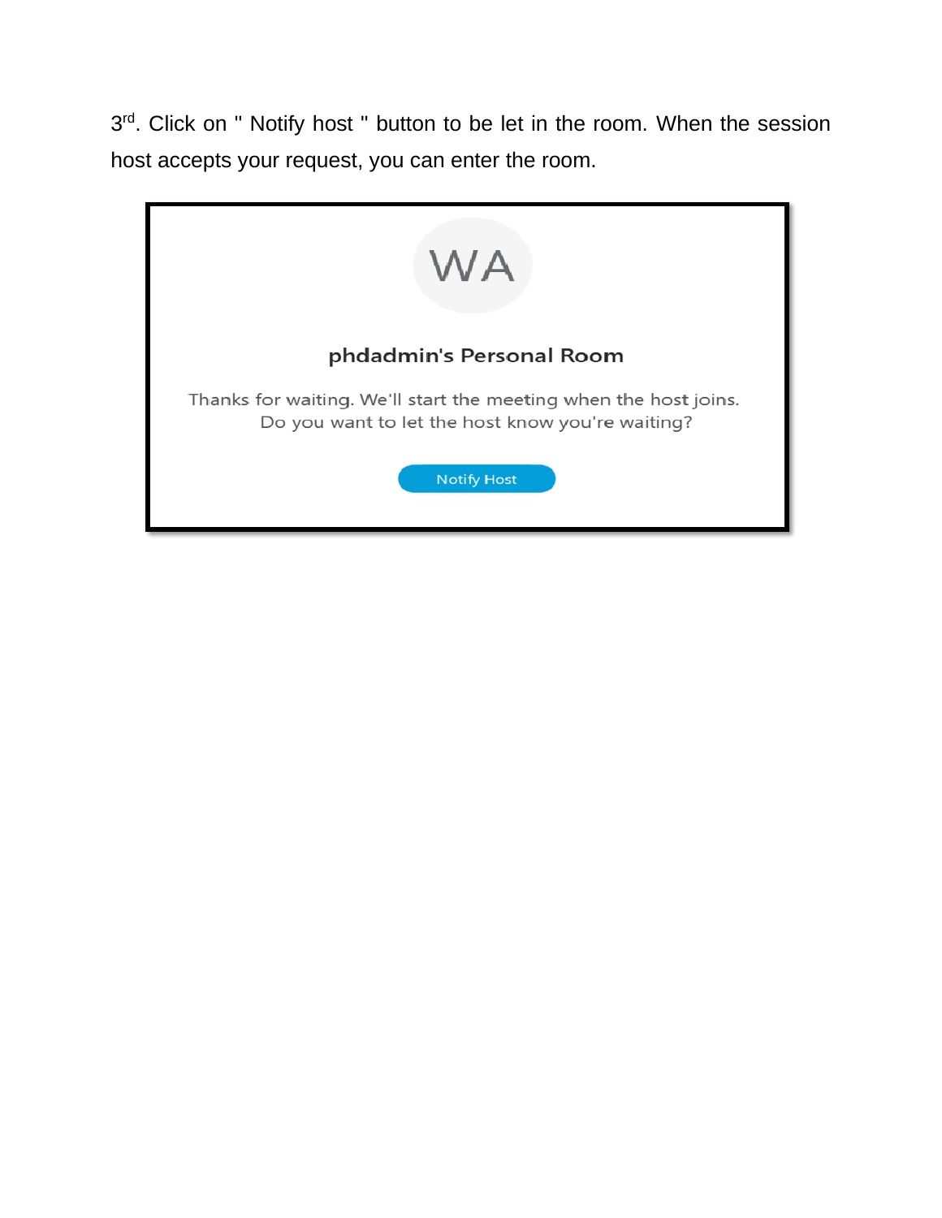3rd. Click on " Notify host " button to be let in the room. When the session host accepts your request, you can enter the room.

WA

**phdadmin's Personal Room**

Thanks for waiting. We'll start the meeting when the host joins.
Do you want to let the host know you're waiting?

Notify Host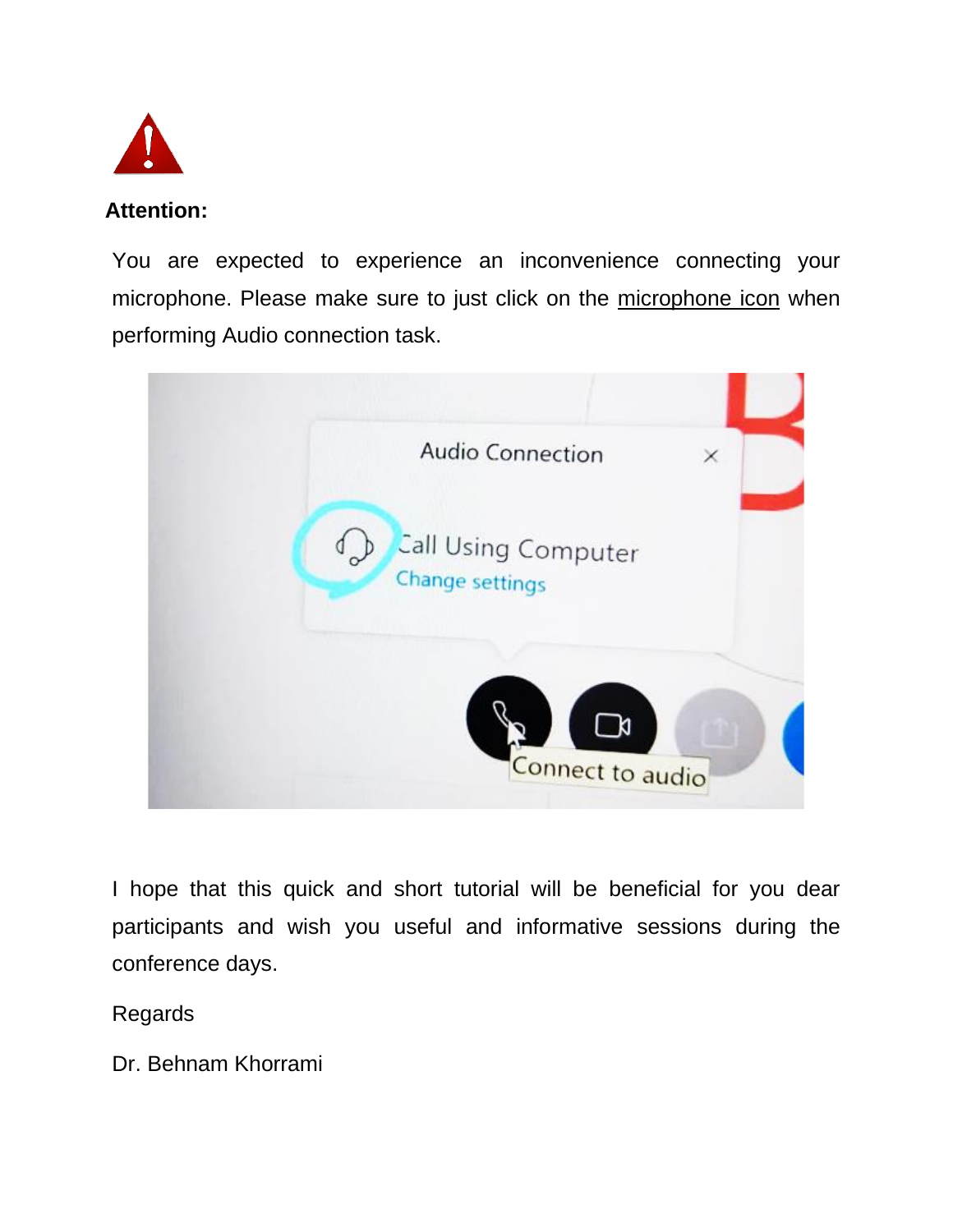**Attention:**

You are expected to experience an inconvenience connecting your microphone. Please make sure to just click on the microphone icon when performing Audio connection task.

I hope that this quick and short tutorial will be beneficial for you dear participants and wish you useful and informative sessions during the conference days.

Regards

Dr. Behnam Khorrami